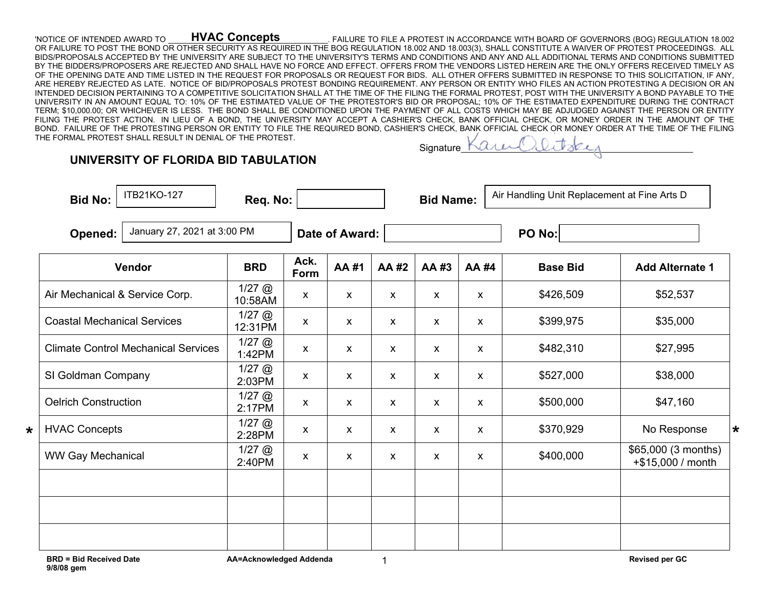'NOTICE OF INTENDED AWARD TO **HVAC Concepts**. FAILURE TO FILE A PROTEST IN ACCORDANCE WITH BOARD OF GOVERNORS (BOG) REGULATION 18.002 OR FAILURE TO POST THE BOND OR OTHER SECURITY AS REQUIRED IN THE BOG REGULATION 18.002 AND 18.003(3), SHALL CONSTITUTE A WAIVER OF PROTEST PROCEEDINGS. ALL BIDS/PROPOSALS ACCEPTED BY THE UNIVERSITY ARE SUBJECT TO THE UNIVERSITY'S TERMS AND CONDITIONS AND ANY AND ALL ADDITIONAL TERMS AND CONDITIONS SUBMITTED BY THE BIDDERS/PROPOSERS ARE REJECTED AND SHALL HAVE NO FORCE AND EFFECT. OFFERS FROM THE VENDORS LISTED HEREIN ARE THE ONLY OFFERS RECEIVED TIMELY AS OF THE OPENING DATE AND TIME LISTED IN THE REQUEST FOR PROPOSALS OR REQUEST FOR BIDS. ALL OTHER OFFERS SUBMITTED IN RESPONSE TO THIS SOLICITATION, IF ANY, ARE HEREBY REJECTED AS LATE. NOTICE OF BID/PROPOSALS PROTEST BONDING REQUIREMENT. ANY PERSON OR ENTITY WHO FILES AN ACTION PROTESTING A DECISION OR AN INTENDED DECISION PERTAINING TO A COMPETITIVE SOLICITATION SHALL AT THE TIME OF THE FILING THE FORMAL PROTEST, POST WITH THE UNIVERSITY A BOND PAYABLE TO THE UNIVERSITY IN AN AMOUNT EQUAL TO: 10% OF THE ESTIMATED VALUE OF THE PROTESTOR'S BID OR PROPOSAL; 10% OF THE ESTIMATED EXPENDITURE DURING THE CONTRACT TERM; $10,000.00; OR WHICHEVER IS LESS. THE BOND SHALL BE CONDITIONED UPON THE PAYMENT OF ALL COSTS WHICH MAY BE ADJUDGED AGAINST THE PERSON OR ENTITY FILING THE PROTEST ACTION. IN LIEU OF A BOND, THE UNIVERSITY MAY ACCEPT A CASHIER'S CHECK, BANK OFFICIAL CHECK, OR MONEY ORDER IN THE AMOUNT OF THE BOND. FAILURE OF THE PROTESTING PERSON OR ENTITY TO FILE THE REQUIRED BOND, CASHIER'S CHECK, BANK OFFICIAL CHECK OR MONEY ORDER AT THE TIME OF THE FILING THE FORMAL PROTEST SHALL RESULT IN DENIAL OF THE PROTEST.

Signature Karen Olitsky

## UNIVERSITY OF FLORIDA BID TABULATION

**Bid No:** ITB21KO-127 **Req. No:** **Bid Name:** Air Handling Unit Replacement at Fine Arts D

**Opened:** January 27, 2021 at 3:00 PM **Date of Award:** **PO No:**

| Vendor | BRD | Ack. Form | AA #1 | AA #2 | AA #3 | AA #4 | Base Bid | Add Alternate 1 |
|---|---|---|---|---|---|---|---|---|
| Air Mechanical & Service Corp. | 1/27 @ 10:58AM | x | x | x | x | x | $426,509 | $52,537 |
| Coastal Mechanical Services | 1/27 @ 12:31PM | x | x | x | x | x | $399,975 | $35,000 |
| Climate Control Mechanical Services | 1/27 @ 1:42PM | x | x | x | x | x | $482,310 | $27,995 |
| SI Goldman Company | 1/27 @ 2:03PM | x | x | x | x | x | $527,000 | $38,000 |
| Oelrich Construction | 1/27 @ 2:17PM | x | x | x | x | x | $500,000 | $47,160 |
| * HVAC Concepts | 1/27 @ 2:28PM | x | x | x | x | x | $370,929 | No Response * |
| WW Gay Mechanical | 1/27 @ 2:40PM | x | x | x | x | x | $400,000 | $65,000 (3 months) +$15,000 / month |
| | | | | | | | | |
| | | | | | | | | |
| | | | | | | | | |

**BRD = Bid Received Date**
**9/8/08 gem**

**AA=Acknowledged Addenda**

**Revised per GC**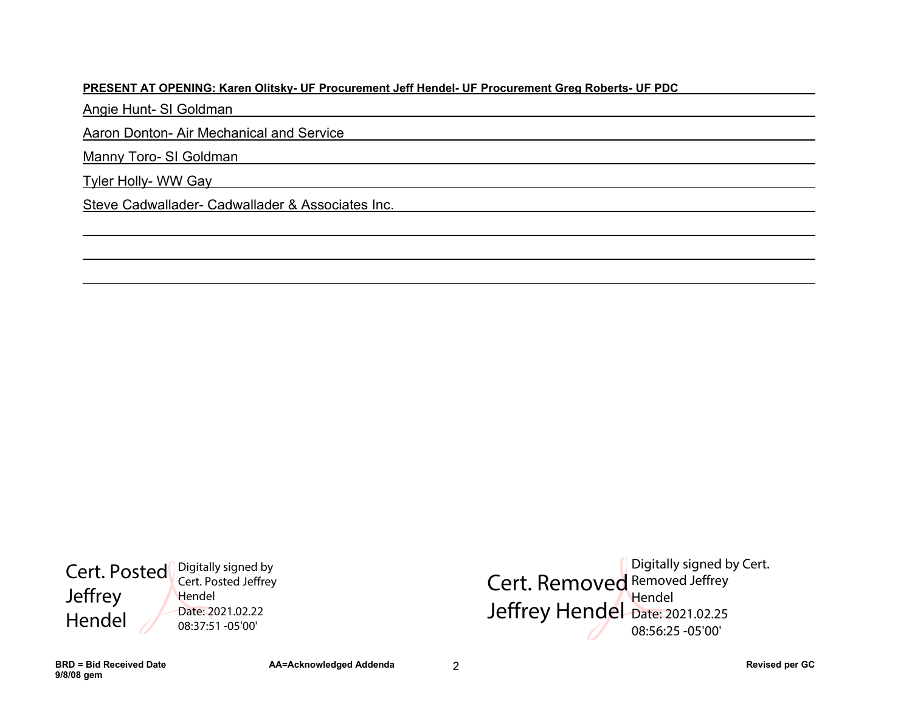**PRESENT AT OPENING: Karen Olitsky- UF Procurement Jeff Hendel- UF Procurement Greg Roberts- UF PDC**

Angie Hunt- SI Goldman

Aaron Donton- Air Mechanical and Service

Manny Toro- SI Goldman

Tyler Holly- WW Gay

Steve Cadwallader- Cadwallader & Associates Inc.

Cert. Posted Jeffrey Hendel — Digitally signed by Cert. Posted Jeffrey Hendel Date: 2021.02.22 08:37:51 -05'00'

Cert. Removed Jeffrey Hendel — Digitally signed by Cert. Removed Jeffrey Hendel Date: 2021.02.25 08:56:25 -05'00'

**BRD = Bid Received Date**
**9/8/08 gem**

**AA=Acknowledged Addenda**

**Revised per GC**